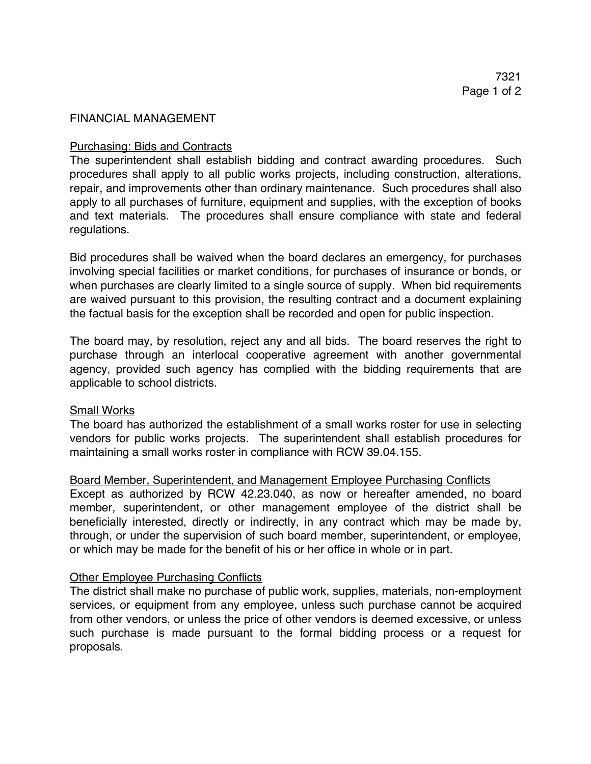## FINANCIAL MANAGEMENT

### Purchasing: Bids and Contracts

The superintendent shall establish bidding and contract awarding procedures. Such procedures shall apply to all public works projects, including construction, alterations, repair, and improvements other than ordinary maintenance. Such procedures shall also apply to all purchases of furniture, equipment and supplies, with the exception of books and text materials. The procedures shall ensure compliance with state and federal regulations.

Bid procedures shall be waived when the board declares an emergency, for purchases involving special facilities or market conditions, for purchases of insurance or bonds, or when purchases are clearly limited to a single source of supply. When bid requirements are waived pursuant to this provision, the resulting contract and a document explaining the factual basis for the exception shall be recorded and open for public inspection.

The board may, by resolution, reject any and all bids. The board reserves the right to purchase through an interlocal cooperative agreement with another governmental agency, provided such agency has complied with the bidding requirements that are applicable to school districts.

### Small Works

The board has authorized the establishment of a small works roster for use in selecting vendors for public works projects. The superintendent shall establish procedures for maintaining a small works roster in compliance with RCW 39.04.155.

### Board Member, Superintendent, and Management Employee Purchasing Conflicts

Except as authorized by RCW 42.23.040, as now or hereafter amended, no board member, superintendent, or other management employee of the district shall be beneficially interested, directly or indirectly, in any contract which may be made by, through, or under the supervision of such board member, superintendent, or employee, or which may be made for the benefit of his or her office in whole or in part.

### Other Employee Purchasing Conflicts

The district shall make no purchase of public work, supplies, materials, non-employment services, or equipment from any employee, unless such purchase cannot be acquired from other vendors, or unless the price of other vendors is deemed excessive, or unless such purchase is made pursuant to the formal bidding process or a request for proposals.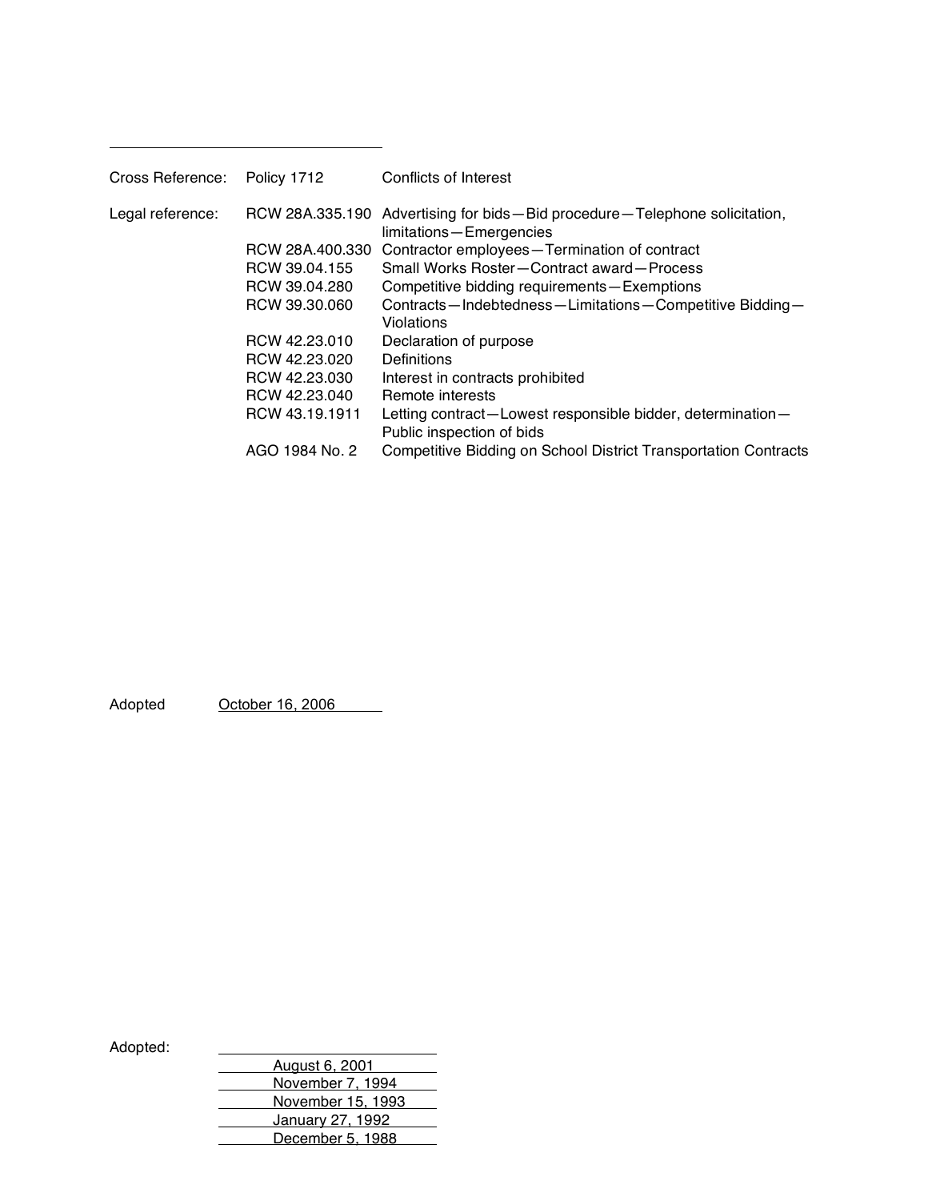| | | |
|---|---|---|
| Cross Reference: | Policy 1712 | Conflicts of Interest |
| Legal reference: | RCW 28A.335.190 | Advertising for bids—Bid procedure—Telephone solicitation, limitations—Emergencies |
| | RCW 28A.400.330 | Contractor employees—Termination of contract |
| | RCW 39.04.155 | Small Works Roster—Contract award—Process |
| | RCW 39.04.280 | Competitive bidding requirements—Exemptions |
| | RCW 39.30.060 | Contracts—Indebtedness—Limitations—Competitive Bidding—Violations |
| | RCW 42.23.010 | Declaration of purpose |
| | RCW 42.23.020 | Definitions |
| | RCW 42.23.030 | Interest in contracts prohibited |
| | RCW 42.23.040 | Remote interests |
| | RCW 43.19.1911 | Letting contract—Lowest responsible bidder, determination—Public inspection of bids |
| | AGO 1984 No. 2 | Competitive Bidding on School District Transportation Contracts |

Adopted October 16, 2006

Adopted:

August 6, 2001
November 7, 1994
November 15, 1993
January 27, 1992
December 5, 1988